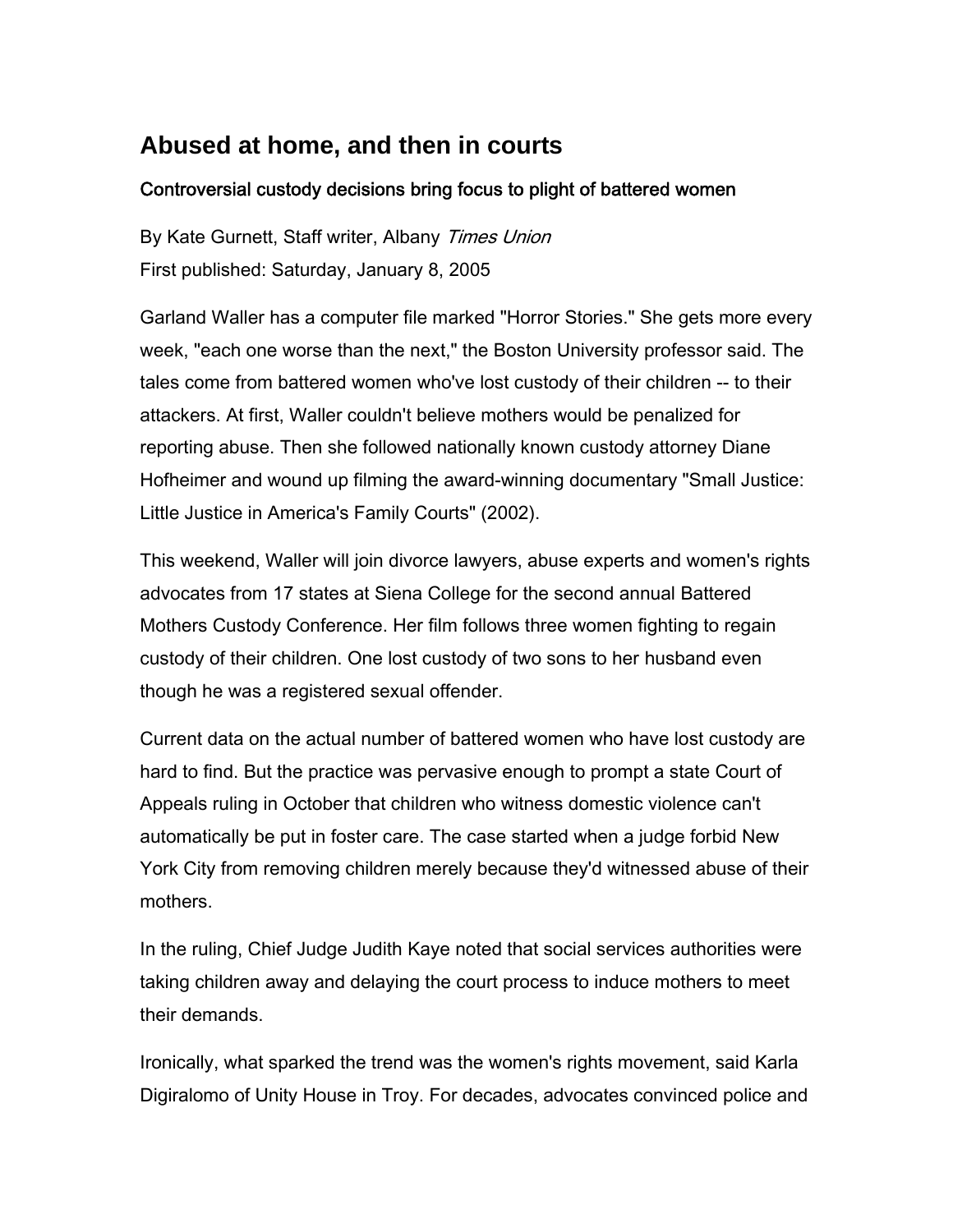# Abused at home, and then in courts

### Controversial custody decisions bring focus to plight of battered women

By Kate Gurnett, Staff writer, Albany *Times Union*
First published: Saturday, January 8, 2005

Garland Waller has a computer file marked "Horror Stories." She gets more every week, "each one worse than the next," the Boston University professor said. The tales come from battered women who've lost custody of their children -- to their attackers. At first, Waller couldn't believe mothers would be penalized for reporting abuse. Then she followed nationally known custody attorney Diane Hofheimer and wound up filming the award-winning documentary "Small Justice: Little Justice in America's Family Courts" (2002).

This weekend, Waller will join divorce lawyers, abuse experts and women's rights advocates from 17 states at Siena College for the second annual Battered Mothers Custody Conference. Her film follows three women fighting to regain custody of their children. One lost custody of two sons to her husband even though he was a registered sexual offender.

Current data on the actual number of battered women who have lost custody are hard to find. But the practice was pervasive enough to prompt a state Court of Appeals ruling in October that children who witness domestic violence can't automatically be put in foster care. The case started when a judge forbid New York City from removing children merely because they'd witnessed abuse of their mothers.

In the ruling, Chief Judge Judith Kaye noted that social services authorities were taking children away and delaying the court process to induce mothers to meet their demands.

Ironically, what sparked the trend was the women's rights movement, said Karla Digiralomo of Unity House in Troy. For decades, advocates convinced police and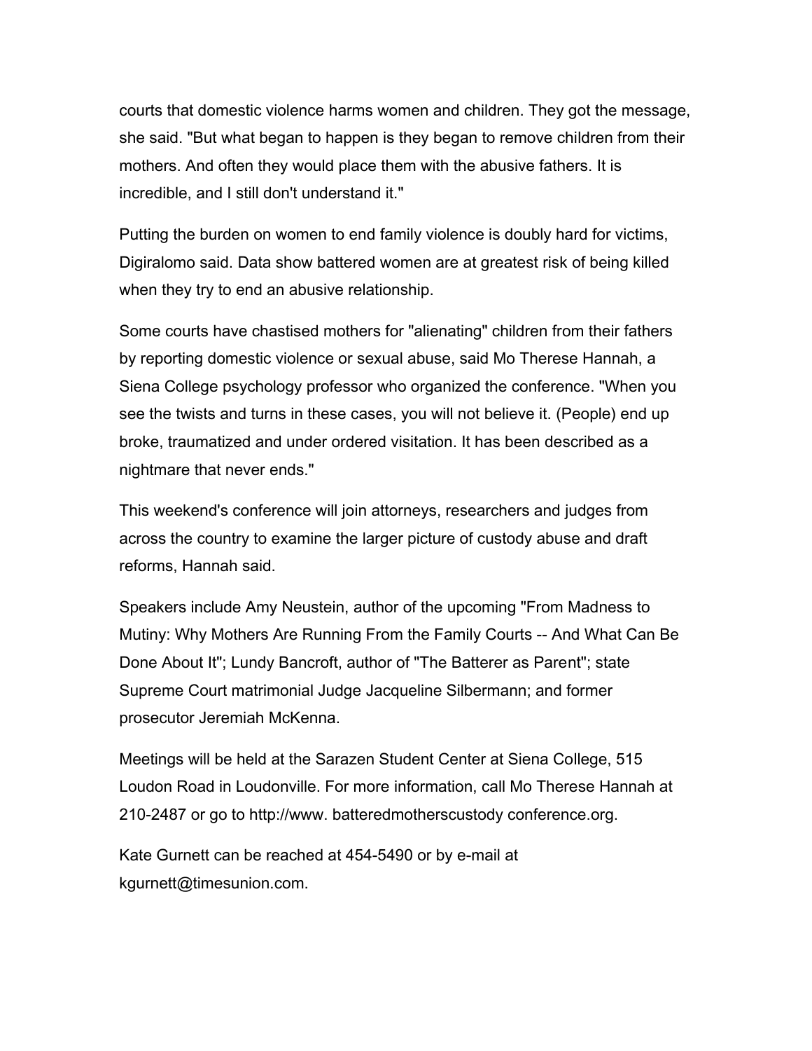courts that domestic violence harms women and children. They got the message, she said. "But what began to happen is they began to remove children from their mothers. And often they would place them with the abusive fathers. It is incredible, and I still don't understand it."

Putting the burden on women to end family violence is doubly hard for victims, Digiralomo said. Data show battered women are at greatest risk of being killed when they try to end an abusive relationship.

Some courts have chastised mothers for "alienating" children from their fathers by reporting domestic violence or sexual abuse, said Mo Therese Hannah, a Siena College psychology professor who organized the conference. "When you see the twists and turns in these cases, you will not believe it. (People) end up broke, traumatized and under ordered visitation. It has been described as a nightmare that never ends."

This weekend's conference will join attorneys, researchers and judges from across the country to examine the larger picture of custody abuse and draft reforms, Hannah said.

Speakers include Amy Neustein, author of the upcoming "From Madness to Mutiny: Why Mothers Are Running From the Family Courts -- And What Can Be Done About It"; Lundy Bancroft, author of "The Batterer as Parent"; state Supreme Court matrimonial Judge Jacqueline Silbermann; and former prosecutor Jeremiah McKenna.

Meetings will be held at the Sarazen Student Center at Siena College, 515 Loudon Road in Loudonville. For more information, call Mo Therese Hannah at 210-2487 or go to http://www. batteredmotherscustody conference.org.

Kate Gurnett can be reached at 454-5490 or by e-mail at kgurnett@timesunion.com.